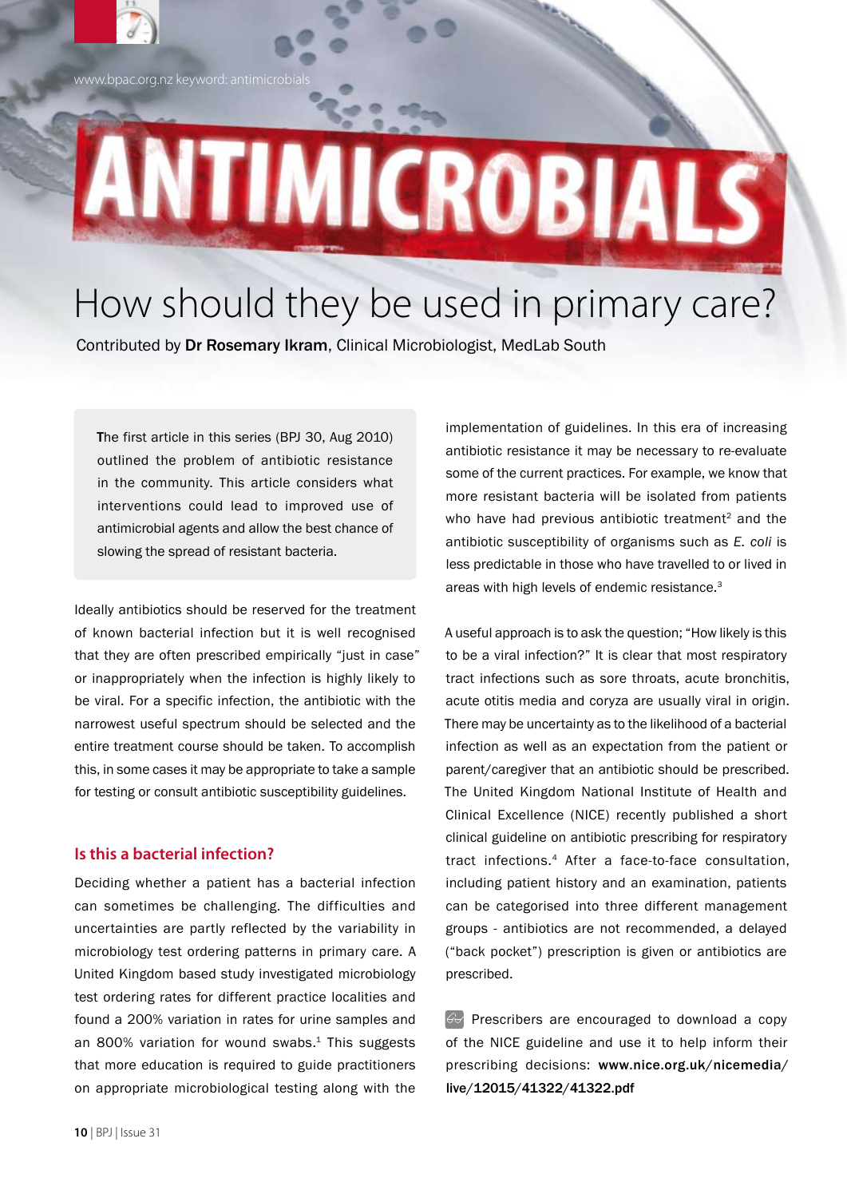www.bpac.org.nz keyword: antimicrobials

# ANTIMICROBIALS

## How should they be used in primary care?

Contributed by **Dr Rosemary Ikram**, Clinical Microbiologist, MedLab South

The first article in this series (BPJ 30, Aug 2010) outlined the problem of antibiotic resistance in the community. This article considers what interventions could lead to improved use of antimicrobial agents and allow the best chance of slowing the spread of resistant bacteria.

Ideally antibiotics should be reserved for the treatment of known bacterial infection but it is well recognised that they are often prescribed empirically "just in case" or inappropriately when the infection is highly likely to be viral. For a specific infection, the antibiotic with the narrowest useful spectrum should be selected and the entire treatment course should be taken. To accomplish this, in some cases it may be appropriate to take a sample for testing or consult antibiotic susceptibility guidelines.

### Is this a bacterial infection?

Deciding whether a patient has a bacterial infection can sometimes be challenging. The difficulties and uncertainties are partly reflected by the variability in microbiology test ordering patterns in primary care. A United Kingdom based study investigated microbiology test ordering rates for different practice localities and found a 200% variation in rates for urine samples and an 800% variation for wound swabs.[1] This suggests that more education is required to guide practitioners on appropriate microbiological testing along with the implementation of guidelines. In this era of increasing antibiotic resistance it may be necessary to re-evaluate some of the current practices. For example, we know that more resistant bacteria will be isolated from patients who have had previous antibiotic treatment[2] and the antibiotic susceptibility of organisms such as *E. coli* is less predictable in those who have travelled to or lived in areas with high levels of endemic resistance.[3]

A useful approach is to ask the question; "How likely is this to be a viral infection?" It is clear that most respiratory tract infections such as sore throats, acute bronchitis, acute otitis media and coryza are usually viral in origin. There may be uncertainty as to the likelihood of a bacterial infection as well as an expectation from the patient or parent/caregiver that an antibiotic should be prescribed. The United Kingdom National Institute of Health and Clinical Excellence (NICE) recently published a short clinical guideline on antibiotic prescribing for respiratory tract infections.[4] After a face-to-face consultation, including patient history and an examination, patients can be categorised into three different management groups - antibiotics are not recommended, a delayed ("back pocket") prescription is given or antibiotics are prescribed.

Prescribers are encouraged to download a copy of the NICE guideline and use it to help inform their prescribing decisions: **www.nice.org.uk/nicemedia/live/12015/41322/41322.pdf**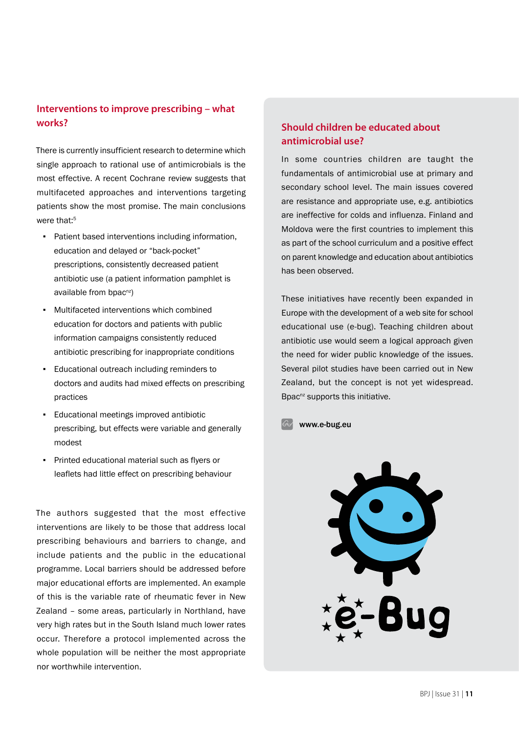## Interventions to improve prescribing – what works?

There is currently insufficient research to determine which single approach to rational use of antimicrobials is the most effective. A recent Cochrane review suggests that multifaceted approaches and interventions targeting patients show the most promise. The main conclusions were that:[5]

- Patient based interventions including information, education and delayed or "back-pocket" prescriptions, consistently decreased patient antibiotic use (a patient information pamphlet is available from bpac[nz])
- Multifaceted interventions which combined education for doctors and patients with public information campaigns consistently reduced antibiotic prescribing for inappropriate conditions
- Educational outreach including reminders to doctors and audits had mixed effects on prescribing practices
- Educational meetings improved antibiotic prescribing, but effects were variable and generally modest
- Printed educational material such as flyers or leaflets had little effect on prescribing behaviour

The authors suggested that the most effective interventions are likely to be those that address local prescribing behaviours and barriers to change, and include patients and the public in the educational programme. Local barriers should be addressed before major educational efforts are implemented. An example of this is the variable rate of rheumatic fever in New Zealand – some areas, particularly in Northland, have very high rates but in the South Island much lower rates occur. Therefore a protocol implemented across the whole population will be neither the most appropriate nor worthwhile intervention.

## Should children be educated about antimicrobial use?

In some countries children are taught the fundamentals of antimicrobial use at primary and secondary school level. The main issues covered are resistance and appropriate use, e.g. antibiotics are ineffective for colds and influenza. Finland and Moldova were the first countries to implement this as part of the school curriculum and a positive effect on parent knowledge and education about antibiotics has been observed.

These initiatives have recently been expanded in Europe with the development of a web site for school educational use (e-bug). Teaching children about antibiotic use would seem a logical approach given the need for wider public knowledge of the issues. Several pilot studies have been carried out in New Zealand, but the concept is not yet widespread. Bpac[nz] supports this initiative.

**www.e-bug.eu**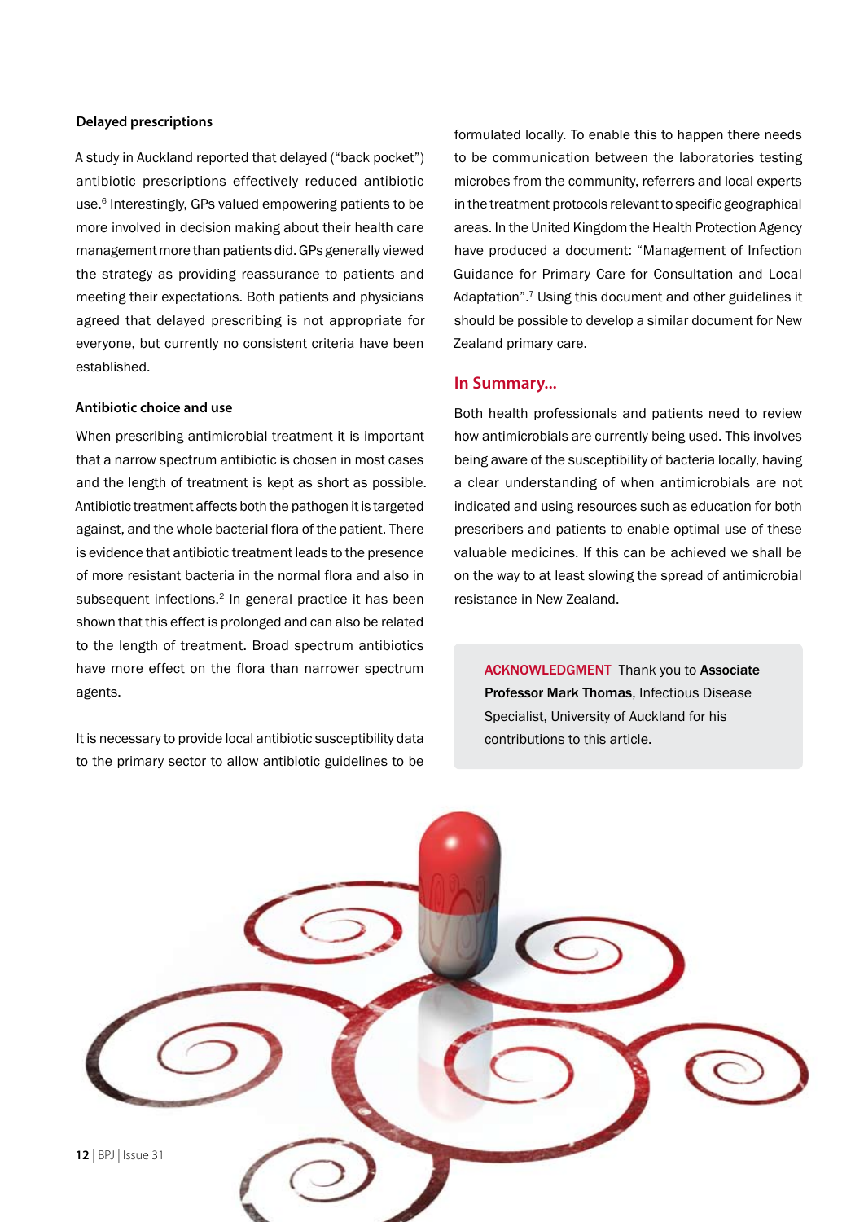### Delayed prescriptions

A study in Auckland reported that delayed ("back pocket") antibiotic prescriptions effectively reduced antibiotic use.[6] Interestingly, GPs valued empowering patients to be more involved in decision making about their health care management more than patients did. GPs generally viewed the strategy as providing reassurance to patients and meeting their expectations. Both patients and physicians agreed that delayed prescribing is not appropriate for everyone, but currently no consistent criteria have been established.

### Antibiotic choice and use

When prescribing antimicrobial treatment it is important that a narrow spectrum antibiotic is chosen in most cases and the length of treatment is kept as short as possible. Antibiotic treatment affects both the pathogen it is targeted against, and the whole bacterial flora of the patient. There is evidence that antibiotic treatment leads to the presence of more resistant bacteria in the normal flora and also in subsequent infections.[2] In general practice it has been shown that this effect is prolonged and can also be related to the length of treatment. Broad spectrum antibiotics have more effect on the flora than narrower spectrum agents.

It is necessary to provide local antibiotic susceptibility data to the primary sector to allow antibiotic guidelines to be formulated locally. To enable this to happen there needs to be communication between the laboratories testing microbes from the community, referrers and local experts in the treatment protocols relevant to specific geographical areas. In the United Kingdom the Health Protection Agency have produced a document: "Management of Infection Guidance for Primary Care for Consultation and Local Adaptation".[7] Using this document and other guidelines it should be possible to develop a similar document for New Zealand primary care.

## In Summary...

Both health professionals and patients need to review how antimicrobials are currently being used. This involves being aware of the susceptibility of bacteria locally, having a clear understanding of when antimicrobials are not indicated and using resources such as education for both prescribers and patients to enable optimal use of these valuable medicines. If this can be achieved we shall be on the way to at least slowing the spread of antimicrobial resistance in New Zealand.

**ACKNOWLEDGMENT** Thank you to **Associate Professor Mark Thomas**, Infectious Disease Specialist, University of Auckland for his contributions to this article.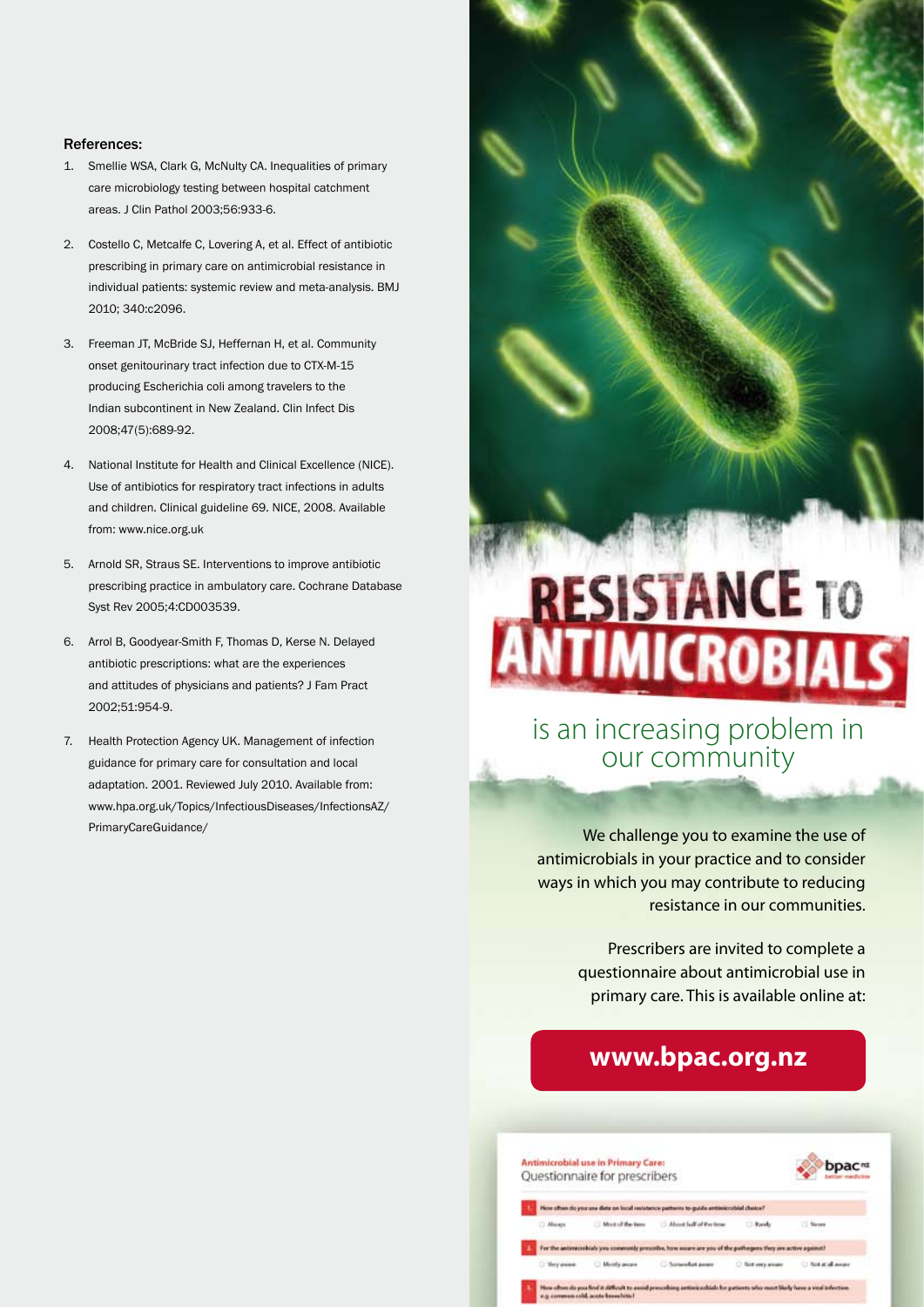## References:

1. Smellie WSA, Clark G, McNulty CA. Inequalities of primary care microbiology testing between hospital catchment areas. J Clin Pathol 2003;56:933-6.

2. Costello C, Metcalfe C, Lovering A, et al. Effect of antibiotic prescribing in primary care on antimicrobial resistance in individual patients: systemic review and meta-analysis. BMJ 2010; 340:c2096.

3. Freeman JT, McBride SJ, Heffernan H, et al. Community onset genitourinary tract infection due to CTX-M-15 producing Escherichia coli among travelers to the Indian subcontinent in New Zealand. Clin Infect Dis 2008;47(5):689-92.

4. National Institute for Health and Clinical Excellence (NICE). Use of antibiotics for respiratory tract infections in adults and children. Clinical guideline 69. NICE, 2008. Available from: www.nice.org.uk

5. Arnold SR, Straus SE. Interventions to improve antibiotic prescribing practice in ambulatory care. Cochrane Database Syst Rev 2005;4:CD003539.

6. Arrol B, Goodyear-Smith F, Thomas D, Kerse N. Delayed antibiotic prescriptions: what are the experiences and attitudes of physicians and patients? J Fam Pract 2002;51:954-9.

7. Health Protection Agency UK. Management of infection guidance for primary care for consultation and local adaptation. 2001. Reviewed July 2010. Available from: www.hpa.org.uk/Topics/InfectiousDiseases/InfectionsAZ/PrimaryCareGuidance/

# RESISTANCE TO ANTIMICROBIALS

## is an increasing problem in our community

We challenge you to examine the use of antimicrobials in your practice and to consider ways in which you may contribute to reducing resistance in our communities.

Prescribers are invited to complete a questionnaire about antimicrobial use in primary care. This is available online at:

**www.bpac.org.nz**

Antimicrobial use in Primary Care:
Questionnaire for prescribers

bpac nz better medicine

1. How often do you use data on local resistance patterns to guide antimicrobial choice?
Always | Most of the time | About half of the time | Rarely | Never

2. For the antimicrobials you commonly prescribe, how aware are you of the pathogens they are active against?
Very aware | Mostly aware | Somewhat aware | Not very aware | Not at all aware

3. How often do you find it difficult to avoid prescribing antimicrobials for patients who most likely have a viral infection e.g. common cold, acute bronchitis?